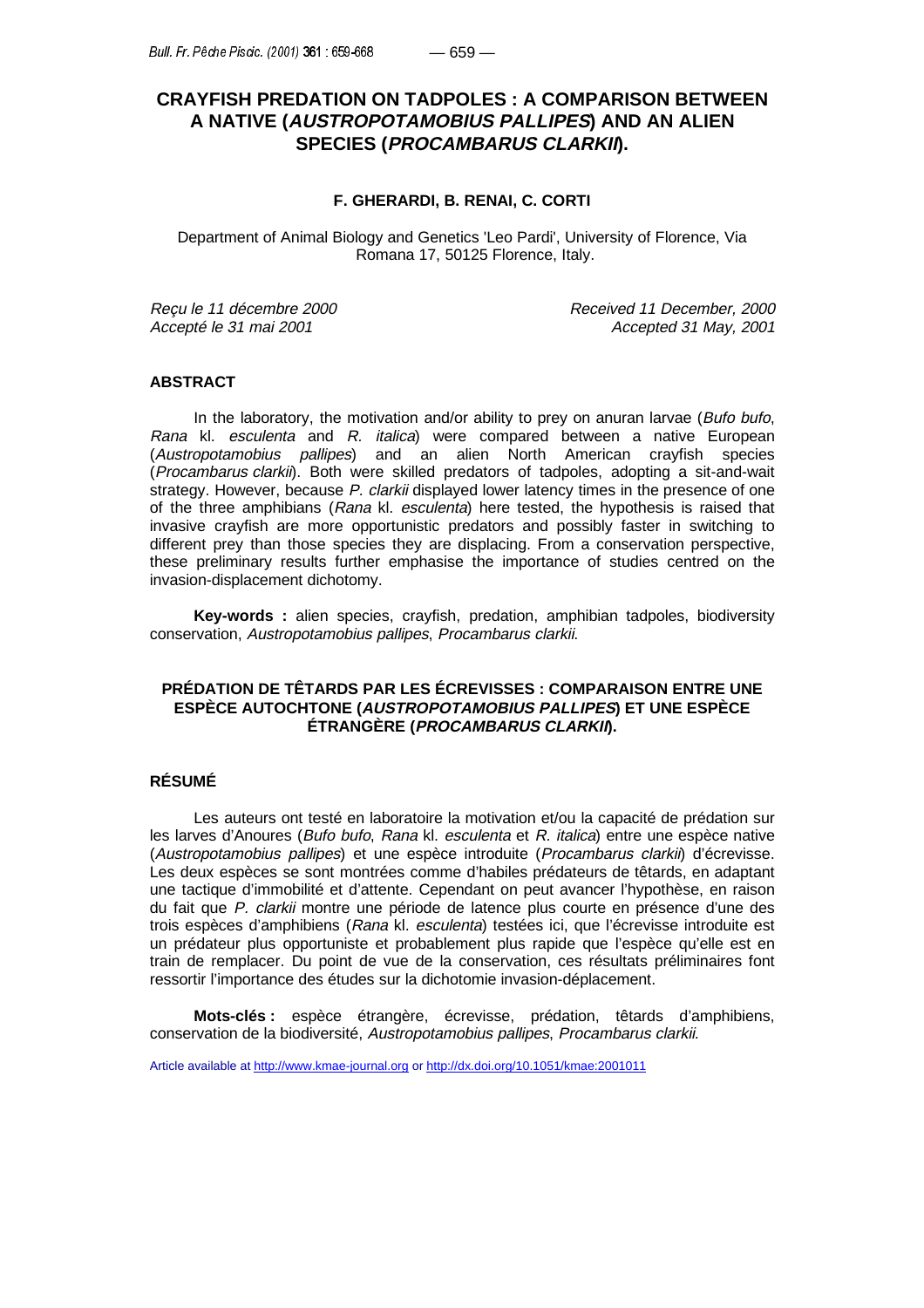# CRAYFISH PREDATION ON TADPOLES : A COMPARISON BETWEEN A NATIVE (*AUSTROPOTAMOBIUS PALLIPES*) AND AN ALIEN SPECIES (*PROCAMBARUS CLARKII*).

**F. GHERARDI, B. RENAI, C. CORTI**

Department of Animal Biology and Genetics 'Leo Pardi', University of Florence, Via Romana 17, 50125 Florence, Italy.

*Reçu le 11 décembre 2000* | *Received 11 December, 2000*
*Accepté le 31 mai 2001* | *Accepted 31 May, 2001*

## ABSTRACT

In the laboratory, the motivation and/or ability to prey on anuran larvae (*Bufo bufo*, *Rana* kl. *esculenta* and *R. italica*) were compared between a native European (*Austropotamobius pallipes*) and an alien North American crayfish species (*Procambarus clarkii*). Both were skilled predators of tadpoles, adopting a sit-and-wait strategy. However, because *P. clarkii* displayed lower latency times in the presence of one of the three amphibians (*Rana* kl. *esculenta*) here tested, the hypothesis is raised that invasive crayfish are more opportunistic predators and possibly faster in switching to different prey than those species they are displacing. From a conservation perspective, these preliminary results further emphasise the importance of studies centred on the invasion-displacement dichotomy.

**Key-words :** alien species, crayfish, predation, amphibian tadpoles, biodiversity conservation, *Austropotamobius pallipes*, *Procambarus clarkii*.

## PRÉDATION DE TÊTARDS PAR LES ÉCREVISSES : COMPARAISON ENTRE UNE ESPÈCE AUTOCHTONE (*AUSTROPOTAMOBIUS PALLIPES*) ET UNE ESPÈCE ÉTRANGÈRE (*PROCAMBARUS CLARKII*).

## RÉSUMÉ

Les auteurs ont testé en laboratoire la motivation et/ou la capacité de prédation sur les larves d'Anoures (*Bufo bufo*, *Rana* kl. *esculenta* et *R. italica*) entre une espèce native (*Austropotamobius pallipes*) et une espèce introduite (*Procambarus clarkii*) d'écrevisse. Les deux espèces se sont montrées comme d'habiles prédateurs de têtards, en adaptant une tactique d'immobilité et d'attente. Cependant on peut avancer l'hypothèse, en raison du fait que *P. clarkii* montre une période de latence plus courte en présence d'une des trois espèces d'amphibiens (*Rana* kl. *esculenta*) testées ici, que l'écrevisse introduite est un prédateur plus opportuniste et probablement plus rapide que l'espèce qu'elle est en train de remplacer. Du point de vue de la conservation, ces résultats préliminaires font ressortir l'importance des études sur la dichotomie invasion-déplacement.

**Mots-clés :** espèce étrangère, écrevisse, prédation, têtards d'amphibiens, conservation de la biodiversité, *Austropotamobius pallipes*, *Procambarus clarkii*.

Article available at http://www.kmae-journal.org or http://dx.doi.org/10.1051/kmae:2001011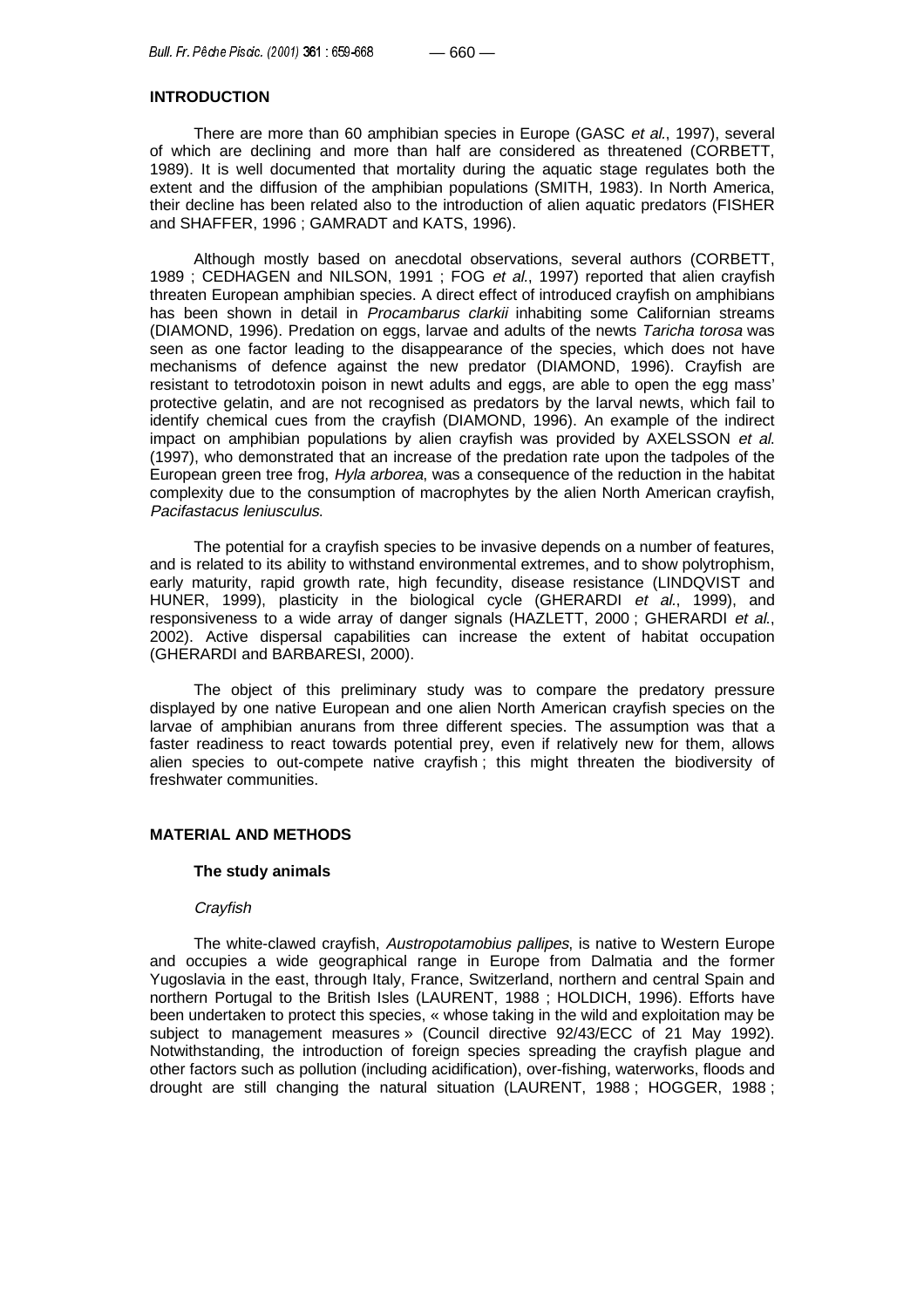## INTRODUCTION

There are more than 60 amphibian species in Europe (GASC *et al.*, 1997), several of which are declining and more than half are considered as threatened (CORBETT, 1989). It is well documented that mortality during the aquatic stage regulates both the extent and the diffusion of the amphibian populations (SMITH, 1983). In North America, their decline has been related also to the introduction of alien aquatic predators (FISHER and SHAFFER, 1996 ; GAMRADT and KATS, 1996).

Although mostly based on anecdotal observations, several authors (CORBETT, 1989 ; CEDHAGEN and NILSON, 1991 ; FOG *et al.*, 1997) reported that alien crayfish threaten European amphibian species. A direct effect of introduced crayfish on amphibians has been shown in detail in *Procambarus clarkii* inhabiting some Californian streams (DIAMOND, 1996). Predation on eggs, larvae and adults of the newts *Taricha torosa* was seen as one factor leading to the disappearance of the species, which does not have mechanisms of defence against the new predator (DIAMOND, 1996). Crayfish are resistant to tetrodotoxin poison in newt adults and eggs, are able to open the egg mass' protective gelatin, and are not recognised as predators by the larval newts, which fail to identify chemical cues from the crayfish (DIAMOND, 1996). An example of the indirect impact on amphibian populations by alien crayfish was provided by AXELSSON *et al.* (1997), who demonstrated that an increase of the predation rate upon the tadpoles of the European green tree frog, *Hyla arborea*, was a consequence of the reduction in the habitat complexity due to the consumption of macrophytes by the alien North American crayfish, *Pacifastacus leniusculus*.

The potential for a crayfish species to be invasive depends on a number of features, and is related to its ability to withstand environmental extremes, and to show polytrophism, early maturity, rapid growth rate, high fecundity, disease resistance (LINDQVIST and HUNER, 1999), plasticity in the biological cycle (GHERARDI *et al.*, 1999), and responsiveness to a wide array of danger signals (HAZLETT, 2000 ; GHERARDI *et al.*, 2002). Active dispersal capabilities can increase the extent of habitat occupation (GHERARDI and BARBARESI, 2000).

The object of this preliminary study was to compare the predatory pressure displayed by one native European and one alien North American crayfish species on the larvae of amphibian anurans from three different species. The assumption was that a faster readiness to react towards potential prey, even if relatively new for them, allows alien species to out-compete native crayfish ; this might threaten the biodiversity of freshwater communities.

## MATERIAL AND METHODS

### The study animals

#### *Crayfish*

The white-clawed crayfish, *Austropotamobius pallipes*, is native to Western Europe and occupies a wide geographical range in Europe from Dalmatia and the former Yugoslavia in the east, through Italy, France, Switzerland, northern and central Spain and northern Portugal to the British Isles (LAURENT, 1988 ; HOLDICH, 1996). Efforts have been undertaken to protect this species, « whose taking in the wild and exploitation may be subject to management measures » (Council directive 92/43/ECC of 21 May 1992). Notwithstanding, the introduction of foreign species spreading the crayfish plague and other factors such as pollution (including acidification), over-fishing, waterworks, floods and drought are still changing the natural situation (LAURENT, 1988 ; HOGGER, 1988 ;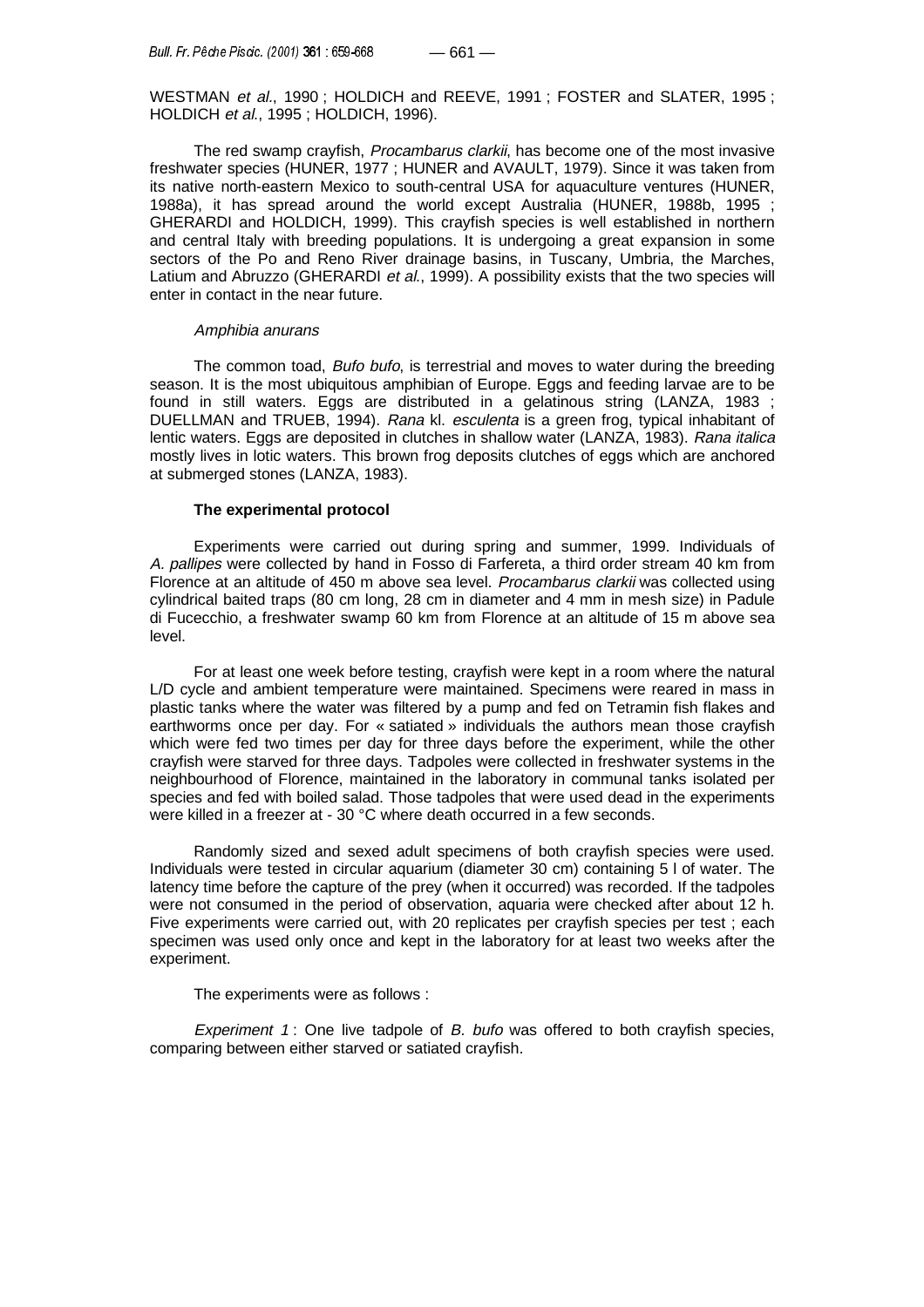WESTMAN *et al.*, 1990 ; HOLDICH and REEVE, 1991 ; FOSTER and SLATER, 1995 ; HOLDICH *et al.*, 1995 ; HOLDICH, 1996).

The red swamp crayfish, *Procambarus clarkii*, has become one of the most invasive freshwater species (HUNER, 1977 ; HUNER and AVAULT, 1979). Since it was taken from its native north-eastern Mexico to south-central USA for aquaculture ventures (HUNER, 1988a), it has spread around the world except Australia (HUNER, 1988b, 1995 ; GHERARDI and HOLDICH, 1999). This crayfish species is well established in northern and central Italy with breeding populations. It is undergoing a great expansion in some sectors of the Po and Reno River drainage basins, in Tuscany, Umbria, the Marches, Latium and Abruzzo (GHERARDI *et al.*, 1999). A possibility exists that the two species will enter in contact in the near future.

*Amphibia anurans*

The common toad, *Bufo bufo*, is terrestrial and moves to water during the breeding season. It is the most ubiquitous amphibian of Europe. Eggs and feeding larvae are to be found in still waters. Eggs are distributed in a gelatinous string (LANZA, 1983 ; DUELLMAN and TRUEB, 1994). *Rana* kl. *esculenta* is a green frog, typical inhabitant of lentic waters. Eggs are deposited in clutches in shallow water (LANZA, 1983). *Rana italica* mostly lives in lotic waters. This brown frog deposits clutches of eggs which are anchored at submerged stones (LANZA, 1983).

**The experimental protocol**

Experiments were carried out during spring and summer, 1999. Individuals of *A. pallipes* were collected by hand in Fosso di Farfereta, a third order stream 40 km from Florence at an altitude of 450 m above sea level. *Procambarus clarkii* was collected using cylindrical baited traps (80 cm long, 28 cm in diameter and 4 mm in mesh size) in Padule di Fucecchio, a freshwater swamp 60 km from Florence at an altitude of 15 m above sea level.

For at least one week before testing, crayfish were kept in a room where the natural L/D cycle and ambient temperature were maintained. Specimens were reared in mass in plastic tanks where the water was filtered by a pump and fed on Tetramin fish flakes and earthworms once per day. For « satiated » individuals the authors mean those crayfish which were fed two times per day for three days before the experiment, while the other crayfish were starved for three days. Tadpoles were collected in freshwater systems in the neighbourhood of Florence, maintained in the laboratory in communal tanks isolated per species and fed with boiled salad. Those tadpoles that were used dead in the experiments were killed in a freezer at - 30 °C where death occurred in a few seconds.

Randomly sized and sexed adult specimens of both crayfish species were used. Individuals were tested in circular aquarium (diameter 30 cm) containing 5 l of water. The latency time before the capture of the prey (when it occurred) was recorded. If the tadpoles were not consumed in the period of observation, aquaria were checked after about 12 h. Five experiments were carried out, with 20 replicates per crayfish species per test ; each specimen was used only once and kept in the laboratory for at least two weeks after the experiment.

The experiments were as follows :

*Experiment 1* : One live tadpole of *B. bufo* was offered to both crayfish species, comparing between either starved or satiated crayfish.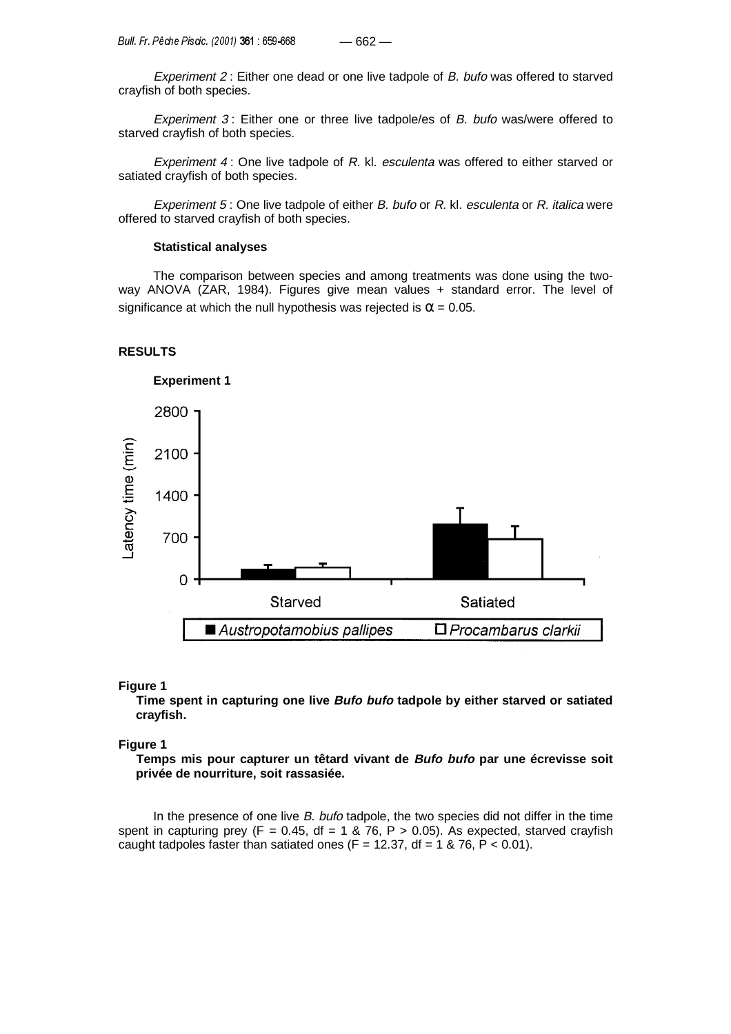*Experiment 2* : Either one dead or one live tadpole of *B. bufo* was offered to starved crayfish of both species.

*Experiment 3* : Either one or three live tadpole/es of *B. bufo* was/were offered to starved crayfish of both species.

*Experiment 4* : One live tadpole of *R.* kl. *esculenta* was offered to either starved or satiated crayfish of both species.

*Experiment 5* : One live tadpole of either *B. bufo* or *R.* kl. *esculenta* or *R. italica* were offered to starved crayfish of both species.

### Statistical analyses

The comparison between species and among treatments was done using the two-way ANOVA (ZAR, 1984). Figures give mean values + standard error. The level of significance at which the null hypothesis was rejected is $\alpha = 0.05$.

## RESULTS

### Experiment 1

**Figure 1**

**Time spent in capturing one live *Bufo bufo* tadpole by either starved or satiated crayfish.**

**Figure 1**

**Temps mis pour capturer un têtard vivant de *Bufo bufo* par une écrevisse soit privée de nourriture, soit rassasiée.**

In the presence of one live *B. bufo* tadpole, the two species did not differ in the time spent in capturing prey ($F = 0.45$, df = 1 & 76, $P > 0.05$). As expected, starved crayfish caught tadpoles faster than satiated ones ($F = 12.37$, df = 1 & 76, $P < 0.01$).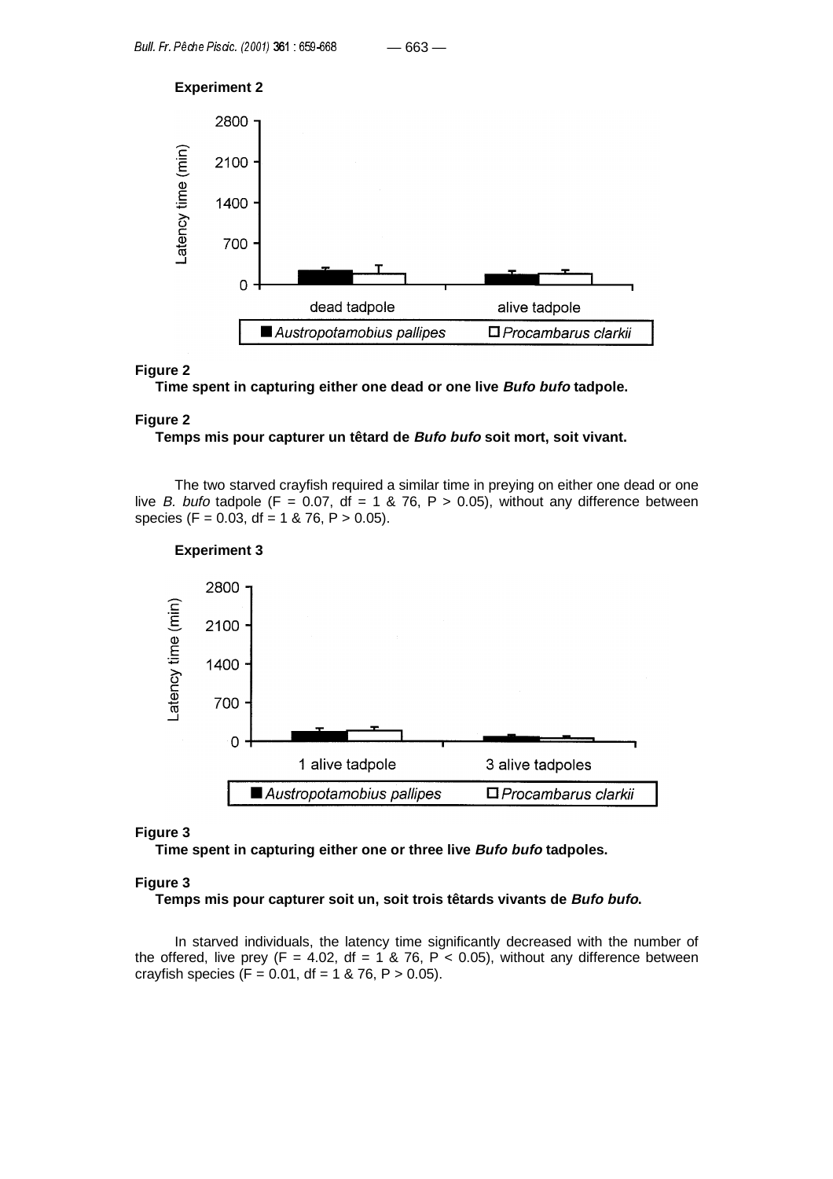**Experiment 2**

**Figure 2**
**Time spent in capturing either one dead or one live *Bufo bufo* tadpole.**

**Figure 2**
**Temps mis pour capturer un têtard de *Bufo bufo* soit mort, soit vivant.**

The two starved crayfish required a similar time in preying on either one dead or one live *B. bufo* tadpole ($F = 0.07$, df = 1 & 76, $P > 0.05$), without any difference between species ($F = 0.03$, df = 1 & 76, $P > 0.05$).

**Experiment 3**

**Figure 3**
**Time spent in capturing either one or three live *Bufo bufo* tadpoles.**

**Figure 3**
**Temps mis pour capturer soit un, soit trois têtards vivants de *Bufo bufo*.**

In starved individuals, the latency time significantly decreased with the number of the offered, live prey ($F = 4.02$, df = 1 & 76, $P < 0.05$), without any difference between crayfish species ($F = 0.01$, df = 1 & 76, $P > 0.05$).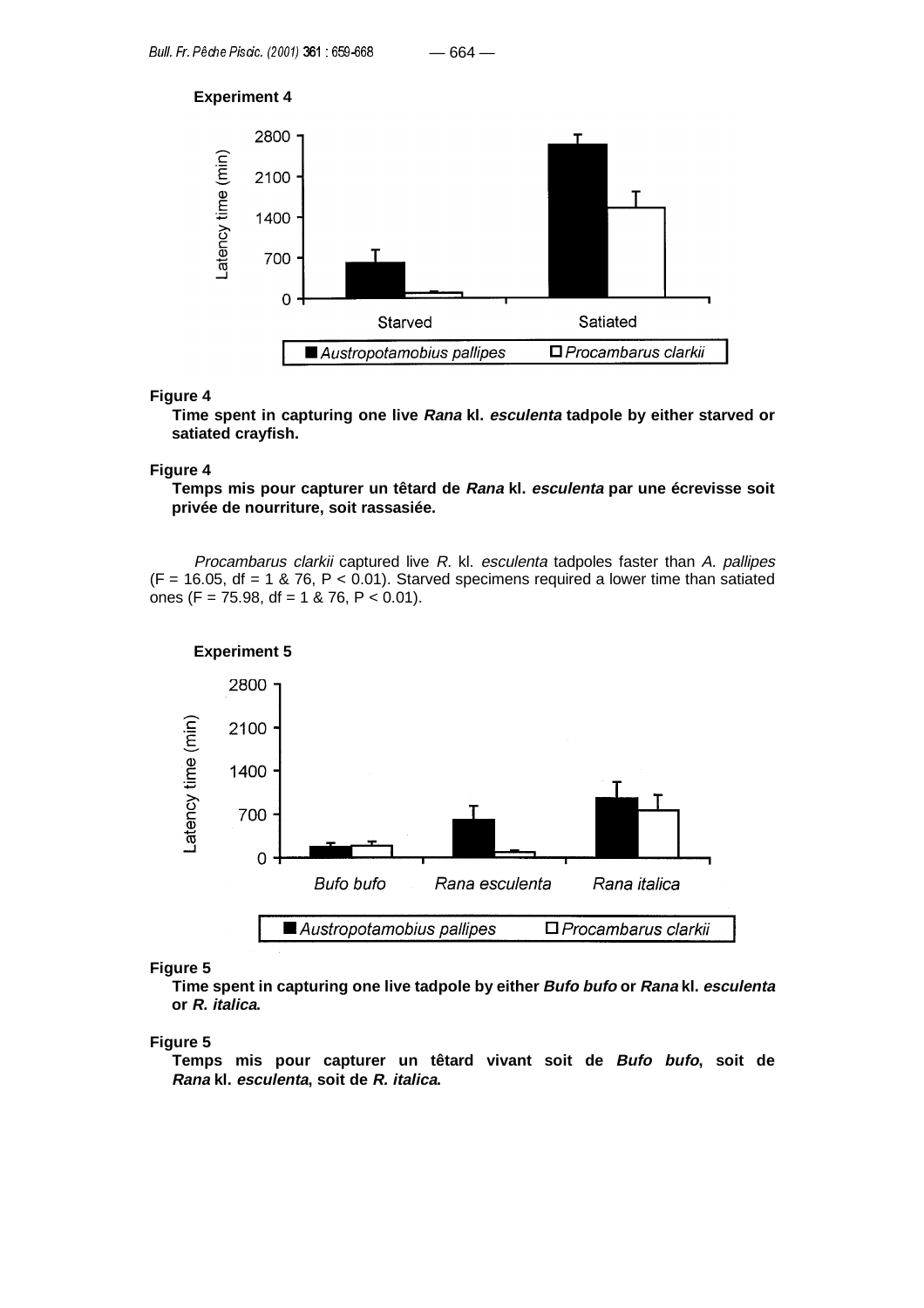**Experiment 4**

**Figure 4**

**Time spent in capturing one live *Rana* kl. *esculenta* tadpole by either starved or satiated crayfish.**

**Figure 4**

**Temps mis pour capturer un têtard de *Rana* kl. *esculenta* par une écrevisse soit privée de nourriture, soit rassasiée.**

*Procambarus clarkii* captured live *R.* kl. *esculenta* tadpoles faster than *A. pallipes* ($F = 16.05$, df = 1 & 76, $P < 0.01$). Starved specimens required a lower time than satiated ones ($F = 75.98$, df = 1 & 76, $P < 0.01$).

**Experiment 5**

**Figure 5**

**Time spent in capturing one live tadpole by either *Bufo bufo* or *Rana* kl. *esculenta* or *R. italica*.**

**Figure 5**

**Temps mis pour capturer un têtard vivant soit de *Bufo bufo*, soit de *Rana* kl. *esculenta*, soit de *R. italica*.**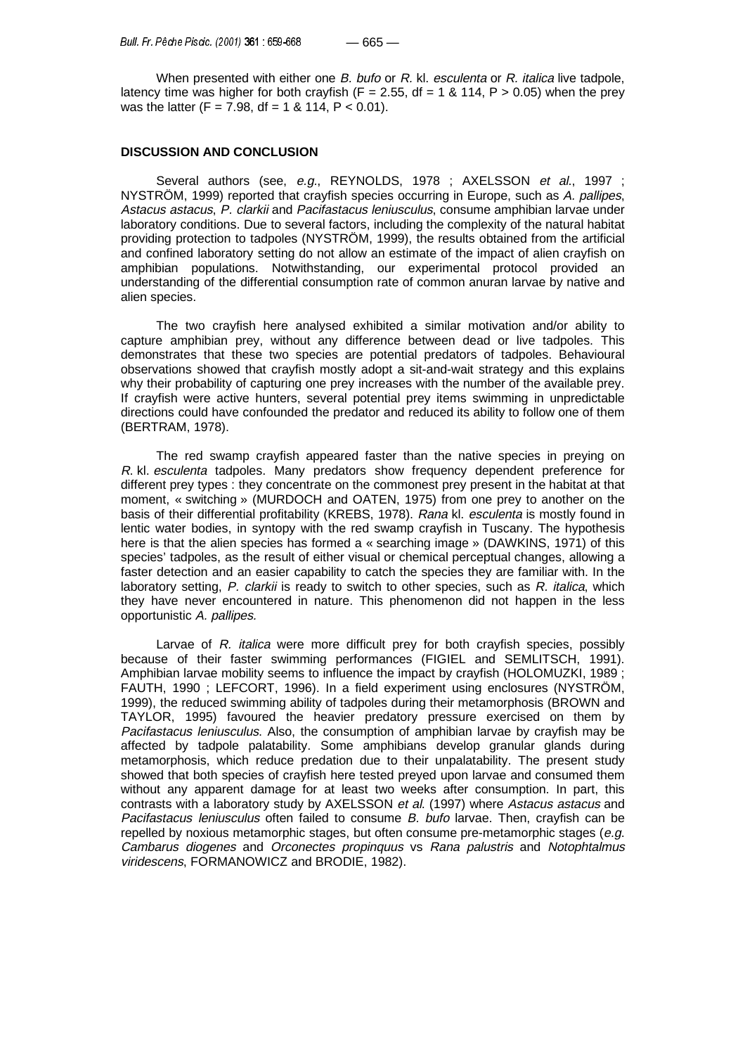When presented with either one *B. bufo* or *R.* kl. *esculenta* or *R. italica* live tadpole, latency time was higher for both crayfish ($F = 2.55$, $df = 1$ & $114$, $P > 0.05$) when the prey was the latter ($F = 7.98$, $df = 1$ & $114$, $P < 0.01$).

## DISCUSSION AND CONCLUSION

Several authors (see, *e.g.*, REYNOLDS, 1978 ; AXELSSON *et al.*, 1997 ; NYSTRÖM, 1999) reported that crayfish species occurring in Europe, such as *A. pallipes*, *Astacus astacus*, *P. clarkii* and *Pacifastacus leniusculus*, consume amphibian larvae under laboratory conditions. Due to several factors, including the complexity of the natural habitat providing protection to tadpoles (NYSTRÖM, 1999), the results obtained from the artificial and confined laboratory setting do not allow an estimate of the impact of alien crayfish on amphibian populations. Notwithstanding, our experimental protocol provided an understanding of the differential consumption rate of common anuran larvae by native and alien species.

The two crayfish here analysed exhibited a similar motivation and/or ability to capture amphibian prey, without any difference between dead or live tadpoles. This demonstrates that these two species are potential predators of tadpoles. Behavioural observations showed that crayfish mostly adopt a sit-and-wait strategy and this explains why their probability of capturing one prey increases with the number of the available prey. If crayfish were active hunters, several potential prey items swimming in unpredictable directions could have confounded the predator and reduced its ability to follow one of them (BERTRAM, 1978).

The red swamp crayfish appeared faster than the native species in preying on *R.* kl. *esculenta* tadpoles. Many predators show frequency dependent preference for different prey types : they concentrate on the commonest prey present in the habitat at that moment, « switching » (MURDOCH and OATEN, 1975) from one prey to another on the basis of their differential profitability (KREBS, 1978). *Rana* kl. *esculenta* is mostly found in lentic water bodies, in syntopy with the red swamp crayfish in Tuscany. The hypothesis here is that the alien species has formed a « searching image » (DAWKINS, 1971) of this species' tadpoles, as the result of either visual or chemical perceptual changes, allowing a faster detection and an easier capability to catch the species they are familiar with. In the laboratory setting, *P. clarkii* is ready to switch to other species, such as *R. italica*, which they have never encountered in nature. This phenomenon did not happen in the less opportunistic *A. pallipes*.

Larvae of *R. italica* were more difficult prey for both crayfish species, possibly because of their faster swimming performances (FIGIEL and SEMLITSCH, 1991). Amphibian larvae mobility seems to influence the impact by crayfish (HOLOMUZKI, 1989 ; FAUTH, 1990 ; LEFCORT, 1996). In a field experiment using enclosures (NYSTRÖM, 1999), the reduced swimming ability of tadpoles during their metamorphosis (BROWN and TAYLOR, 1995) favoured the heavier predatory pressure exercised on them by *Pacifastacus leniusculus*. Also, the consumption of amphibian larvae by crayfish may be affected by tadpole palatability. Some amphibians develop granular glands during metamorphosis, which reduce predation due to their unpalatability. The present study showed that both species of crayfish here tested preyed upon larvae and consumed them without any apparent damage for at least two weeks after consumption. In part, this contrasts with a laboratory study by AXELSSON *et al.* (1997) where *Astacus astacus* and *Pacifastacus leniusculus* often failed to consume *B. bufo* larvae. Then, crayfish can be repelled by noxious metamorphic stages, but often consume pre-metamorphic stages (*e.g. Cambarus diogenes* and *Orconectes propinquus* vs *Rana palustris* and *Notophtalmus viridescens*, FORMANOWICZ and BRODIE, 1982).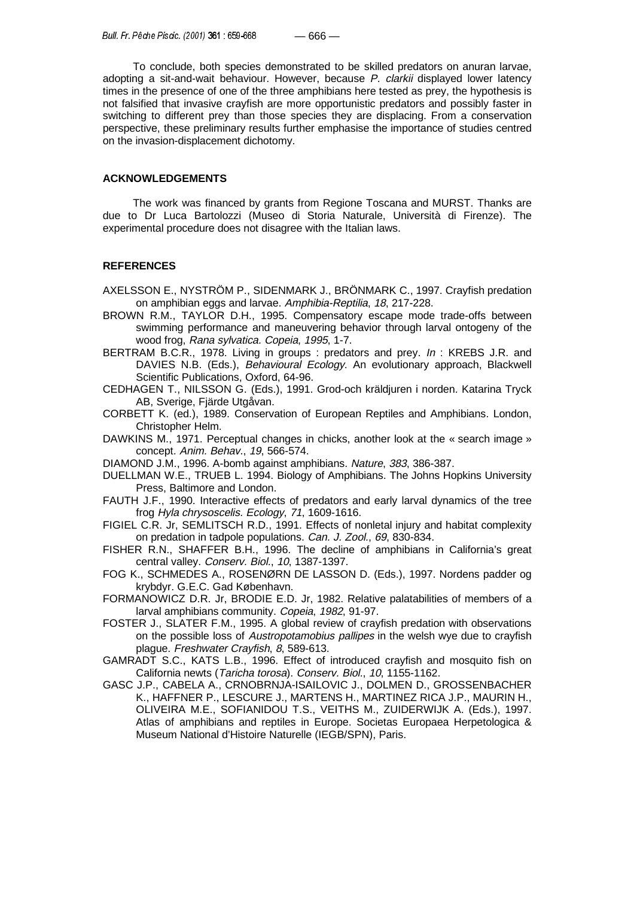To conclude, both species demonstrated to be skilled predators on anuran larvae, adopting a sit-and-wait behaviour. However, because *P. clarkii* displayed lower latency times in the presence of one of the three amphibians here tested as prey, the hypothesis is not falsified that invasive crayfish are more opportunistic predators and possibly faster in switching to different prey than those species they are displacing. From a conservation perspective, these preliminary results further emphasise the importance of studies centred on the invasion-displacement dichotomy.

## ACKNOWLEDGEMENTS

The work was financed by grants from Regione Toscana and MURST. Thanks are due to Dr Luca Bartolozzi (Museo di Storia Naturale, Università di Firenze). The experimental procedure does not disagree with the Italian laws.

## REFERENCES

AXELSSON E., NYSTRÖM P., SIDENMARK J., BRÖNMARK C., 1997. Crayfish predation on amphibian eggs and larvae. *Amphibia-Reptilia*, *18*, 217-228.

BROWN R.M., TAYLOR D.H., 1995. Compensatory escape mode trade-offs between swimming performance and maneuvering behavior through larval ontogeny of the wood frog, *Rana sylvatica. Copeia*, *1995*, 1-7.

BERTRAM B.C.R., 1978. Living in groups : predators and prey. *In* : KREBS J.R. and DAVIES N.B. (Eds.), *Behavioural Ecology.* An evolutionary approach, Blackwell Scientific Publications, Oxford, 64-96.

CEDHAGEN T., NILSSON G. (Eds.), 1991. Grod-och kräldjuren i norden. Katarina Tryck AB, Sverige, Fjärde Utgåvan.

CORBETT K. (ed.), 1989. Conservation of European Reptiles and Amphibians. London, Christopher Helm.

DAWKINS M., 1971. Perceptual changes in chicks, another look at the « search image » concept. *Anim. Behav.*, *19*, 566-574.

DIAMOND J.M., 1996. A-bomb against amphibians. *Nature*, *383*, 386-387.

DUELLMAN W.E., TRUEB L. 1994. Biology of Amphibians. The Johns Hopkins University Press, Baltimore and London.

FAUTH J.F., 1990. Interactive effects of predators and early larval dynamics of the tree frog *Hyla chrysoscelis. Ecology*, *71*, 1609-1616.

FIGIEL C.R. Jr, SEMLITSCH R.D., 1991. Effects of nonletal injury and habitat complexity on predation in tadpole populations. *Can. J. Zool.*, *69*, 830-834.

FISHER R.N., SHAFFER B.H., 1996. The decline of amphibians in California's great central valley. *Conserv. Biol.*, *10*, 1387-1397.

FOG K., SCHMEDES A., ROSENØRN DE LASSON D. (Eds.), 1997. Nordens padder og krybdyr. G.E.C. Gad København.

FORMANOWICZ D.R. Jr, BRODIE E.D. Jr, 1982. Relative palatabilities of members of a larval amphibians community. *Copeia*, *1982*, 91-97.

FOSTER J., SLATER F.M., 1995. A global review of crayfish predation with observations on the possible loss of *Austropotamobius pallipes* in the welsh wye due to crayfish plague. *Freshwater Crayfish*, *8*, 589-613.

GAMRADT S.C., KATS L.B., 1996. Effect of introduced crayfish and mosquito fish on California newts (*Taricha torosa*). *Conserv. Biol.*, *10*, 1155-1162.

GASC J.P., CABELA A., CRNOBRNJA-ISAILOVIC J., DOLMEN D., GROSSENBACHER K., HAFFNER P., LESCURE J., MARTENS H., MARTINEZ RICA J.P., MAURIN H., OLIVEIRA M.E., SOFIANIDOU T.S., VEITHS M., ZUIDERWIJK A. (Eds.), 1997. Atlas of amphibians and reptiles in Europe. Societas Europaea Herpetologica & Museum National d'Histoire Naturelle (IEGB/SPN), Paris.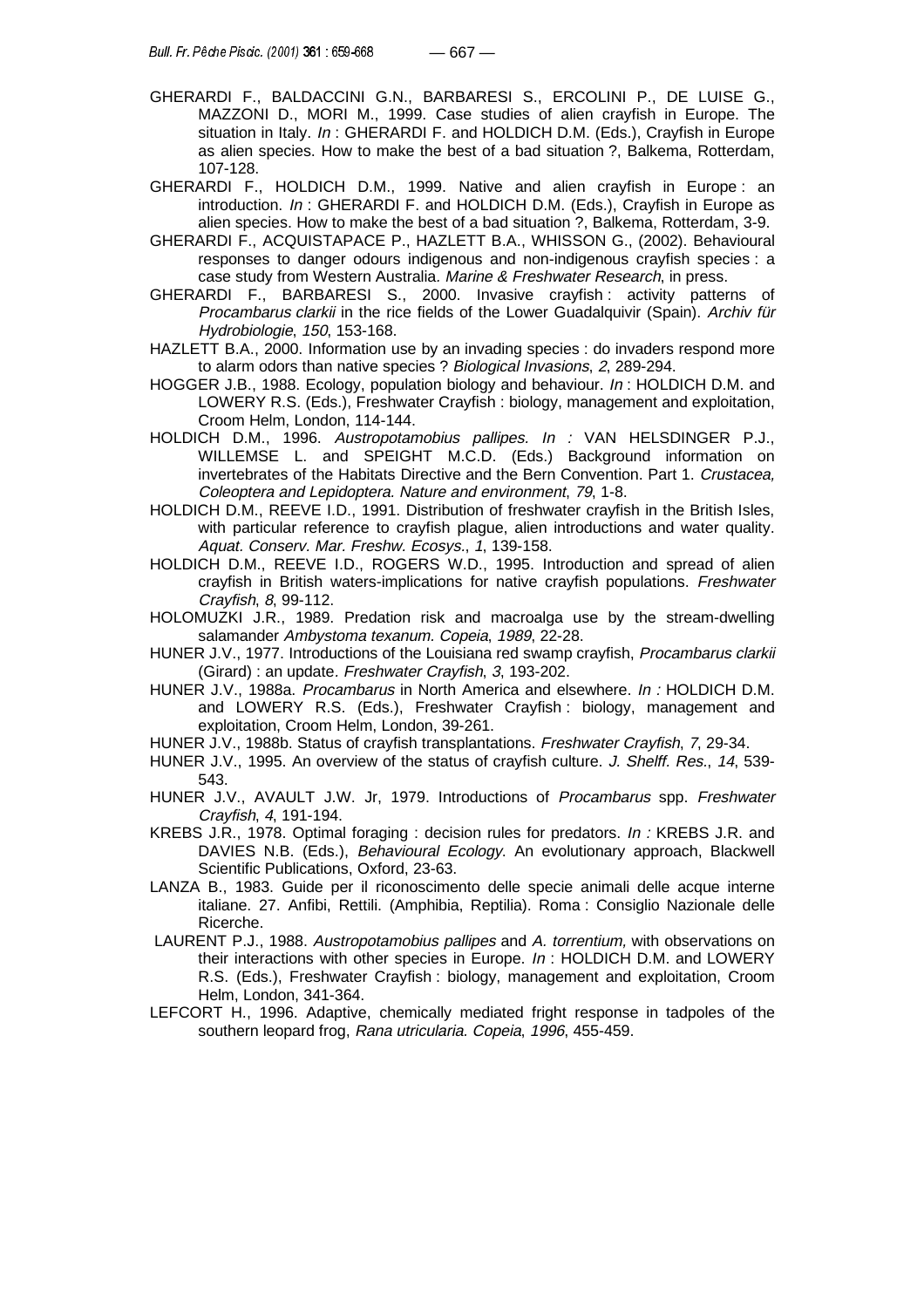GHERARDI F., BALDACCINI G.N., BARBARESI S., ERCOLINI P., DE LUISE G., MAZZONI D., MORI M., 1999. Case studies of alien crayfish in Europe. The situation in Italy. *In* : GHERARDI F. and HOLDICH D.M. (Eds.), Crayfish in Europe as alien species. How to make the best of a bad situation ?, Balkema, Rotterdam, 107-128.

GHERARDI F., HOLDICH D.M., 1999. Native and alien crayfish in Europe : an introduction. *In* : GHERARDI F. and HOLDICH D.M. (Eds.), Crayfish in Europe as alien species. How to make the best of a bad situation ?, Balkema, Rotterdam, 3-9.

GHERARDI F., ACQUISTAPACE P., HAZLETT B.A., WHISSON G., (2002). Behavioural responses to danger odours indigenous and non-indigenous crayfish species : a case study from Western Australia. *Marine & Freshwater Research*, in press.

GHERARDI F., BARBARESI S., 2000. Invasive crayfish : activity patterns of *Procambarus clarkii* in the rice fields of the Lower Guadalquivir (Spain). *Archiv für Hydrobiologie*, *150*, 153-168.

HAZLETT B.A., 2000. Information use by an invading species : do invaders respond more to alarm odors than native species ? *Biological Invasions*, *2*, 289-294.

HOGGER J.B., 1988. Ecology, population biology and behaviour. *In* : HOLDICH D.M. and LOWERY R.S. (Eds.), Freshwater Crayfish : biology, management and exploitation, Croom Helm, London, 114-144.

HOLDICH D.M., 1996. *Austropotamobius pallipes. In :* VAN HELSDINGER P.J., WILLEMSE L. and SPEIGHT M.C.D. (Eds.) Background information on invertebrates of the Habitats Directive and the Bern Convention. Part 1. *Crustacea, Coleoptera and Lepidoptera. Nature and environment*, *79*, 1-8.

HOLDICH D.M., REEVE I.D., 1991. Distribution of freshwater crayfish in the British Isles, with particular reference to crayfish plague, alien introductions and water quality. *Aquat. Conserv. Mar. Freshw. Ecosys.*, *1*, 139-158.

HOLDICH D.M., REEVE I.D., ROGERS W.D., 1995. Introduction and spread of alien crayfish in British waters-implications for native crayfish populations. *Freshwater Crayfish*, *8*, 99-112.

HOLOMUZKI J.R., 1989. Predation risk and macroalga use by the stream-dwelling salamander *Ambystoma texanum. Copeia*, *1989*, 22-28.

HUNER J.V., 1977. Introductions of the Louisiana red swamp crayfish, *Procambarus clarkii* (Girard) : an update. *Freshwater Crayfish*, *3*, 193-202.

HUNER J.V., 1988a. *Procambarus* in North America and elsewhere. *In :* HOLDICH D.M. and LOWERY R.S. (Eds.), Freshwater Crayfish : biology, management and exploitation, Croom Helm, London, 39-261.

HUNER J.V., 1988b. Status of crayfish transplantations. *Freshwater Crayfish*, *7*, 29-34.

HUNER J.V., 1995. An overview of the status of crayfish culture. *J. Shelff. Res.*, *14*, 539-543.

HUNER J.V., AVAULT J.W. Jr, 1979. Introductions of *Procambarus* spp. *Freshwater Crayfish*, *4*, 191-194.

KREBS J.R., 1978. Optimal foraging : decision rules for predators. *In :* KREBS J.R. and DAVIES N.B. (Eds.), *Behavioural Ecology*. An evolutionary approach, Blackwell Scientific Publications, Oxford, 23-63.

LANZA B., 1983. Guide per il riconoscimento delle specie animali delle acque interne italiane. 27. Anfibi, Rettili. (Amphibia, Reptilia). Roma : Consiglio Nazionale delle Ricerche.

LAURENT P.J., 1988. *Austropotamobius pallipes* and *A. torrentium,* with observations on their interactions with other species in Europe. *In* : HOLDICH D.M. and LOWERY R.S. (Eds.), Freshwater Crayfish : biology, management and exploitation, Croom Helm, London, 341-364.

LEFCORT H., 1996. Adaptive, chemically mediated fright response in tadpoles of the southern leopard frog, *Rana utricularia. Copeia*, *1996*, 455-459.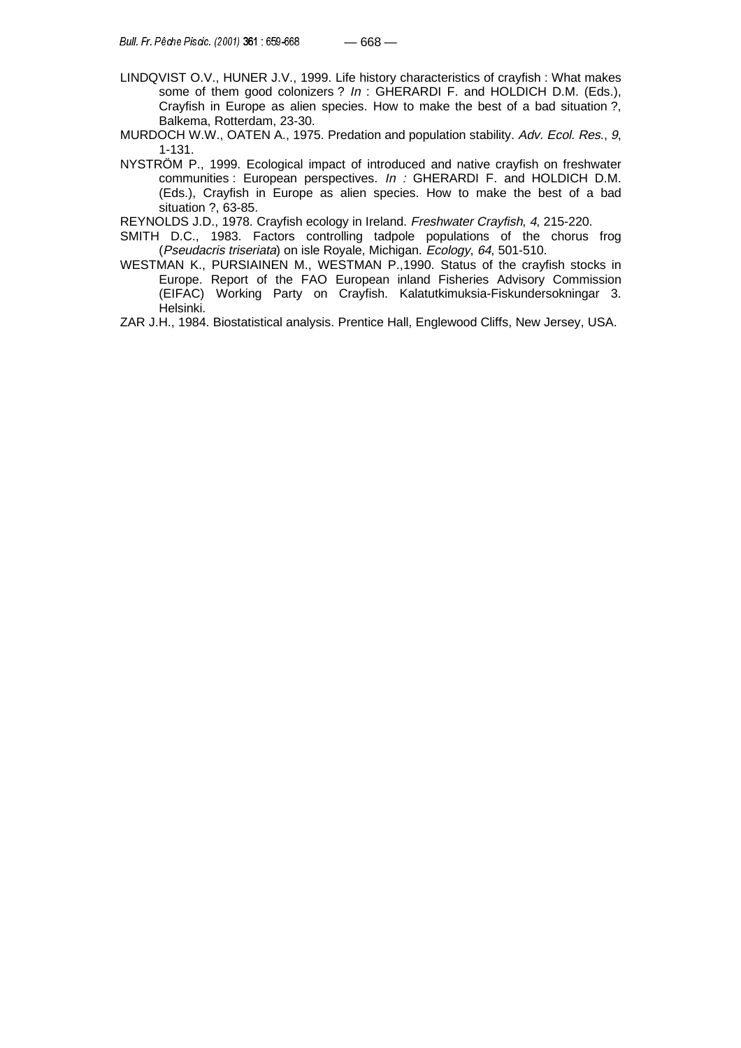LINDQVIST O.V., HUNER J.V., 1999. Life history characteristics of crayfish : What makes some of them good colonizers ? *In* : GHERARDI F. and HOLDICH D.M. (Eds.), Crayfish in Europe as alien species. How to make the best of a bad situation ?, Balkema, Rotterdam, 23-30.

MURDOCH W.W., OATEN A., 1975. Predation and population stability. *Adv. Ecol. Res.*, *9*, 1-131.

NYSTRÖM P., 1999. Ecological impact of introduced and native crayfish on freshwater communities : European perspectives. *In :* GHERARDI F. and HOLDICH D.M. (Eds.), Crayfish in Europe as alien species. How to make the best of a bad situation ?, 63-85.

REYNOLDS J.D., 1978. Crayfish ecology in Ireland. *Freshwater Crayfish*, *4*, 215-220.

SMITH D.C., 1983. Factors controlling tadpole populations of the chorus frog (*Pseudacris triseriata*) on isle Royale, Michigan. *Ecology*, *64*, 501-510.

WESTMAN K., PURSIAINEN M., WESTMAN P.,1990. Status of the crayfish stocks in Europe. Report of the FAO European inland Fisheries Advisory Commission (EIFAC) Working Party on Crayfish. Kalatutkimuksia-Fiskundersokningar 3. Helsinki.

ZAR J.H., 1984. Biostatistical analysis. Prentice Hall, Englewood Cliffs, New Jersey, USA.